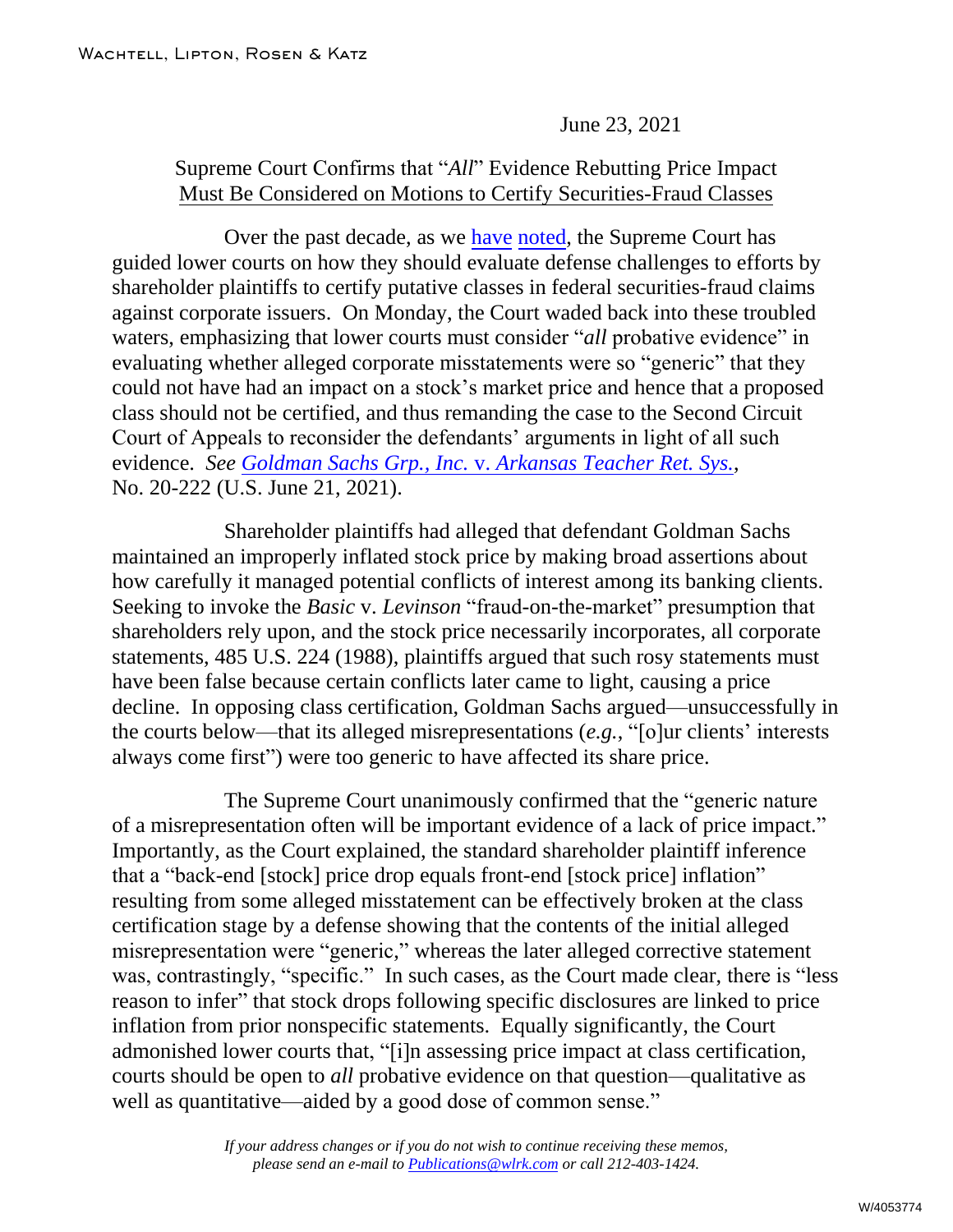June 23, 2021

# Supreme Court Confirms that "*All*" Evidence Rebutting Price Impact Must Be Considered on Motions to Certify Securities-Fraud Classes

Over the past decade, as we have noted, the Supreme Court has guided lower courts on how they should evaluate defense challenges to efforts by shareholder plaintiffs to certify putative classes in federal securities-fraud claims against corporate issuers. On Monday, the Court waded back into these troubled waters, emphasizing that lower courts must consider "*all* probative evidence" in evaluating whether alleged corporate misstatements were so "generic" that they could not have had an impact on a stock's market price and hence that a proposed class should not be certified, and thus remanding the case to the Second Circuit Court of Appeals to reconsider the defendants' arguments in light of all such evidence. *See Goldman Sachs Grp., Inc.* v. *Arkansas Teacher Ret. Sys.*, No. 20-222 (U.S. June 21, 2021).

Shareholder plaintiffs had alleged that defendant Goldman Sachs maintained an improperly inflated stock price by making broad assertions about how carefully it managed potential conflicts of interest among its banking clients. Seeking to invoke the *Basic* v. *Levinson* "fraud-on-the-market" presumption that shareholders rely upon, and the stock price necessarily incorporates, all corporate statements, 485 U.S. 224 (1988), plaintiffs argued that such rosy statements must have been false because certain conflicts later came to light, causing a price decline. In opposing class certification, Goldman Sachs argued—unsuccessfully in the courts below—that its alleged misrepresentations (*e.g.*, "[o]ur clients' interests always come first") were too generic to have affected its share price.

The Supreme Court unanimously confirmed that the "generic nature of a misrepresentation often will be important evidence of a lack of price impact." Importantly, as the Court explained, the standard shareholder plaintiff inference that a "back-end [stock] price drop equals front-end [stock price] inflation" resulting from some alleged misstatement can be effectively broken at the class certification stage by a defense showing that the contents of the initial alleged misrepresentation were "generic," whereas the later alleged corrective statement was, contrastingly, "specific." In such cases, as the Court made clear, there is "less reason to infer" that stock drops following specific disclosures are linked to price inflation from prior nonspecific statements. Equally significantly, the Court admonished lower courts that, "[i]n assessing price impact at class certification, courts should be open to *all* probative evidence on that question—qualitative as well as quantitative—aided by a good dose of common sense."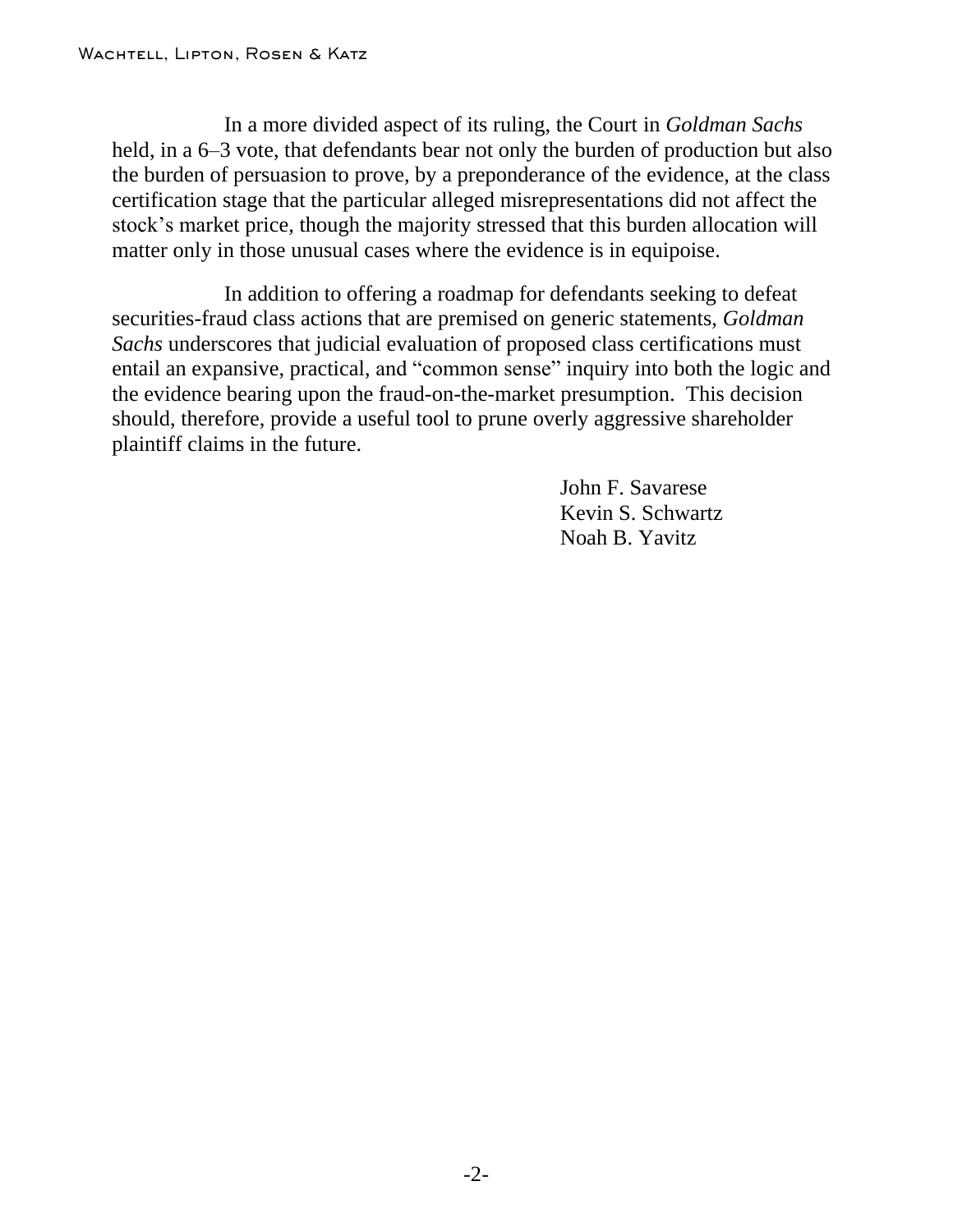In a more divided aspect of its ruling, the Court in *Goldman Sachs* held, in a 6–3 vote, that defendants bear not only the burden of production but also the burden of persuasion to prove, by a preponderance of the evidence, at the class certification stage that the particular alleged misrepresentations did not affect the stock's market price, though the majority stressed that this burden allocation will matter only in those unusual cases where the evidence is in equipoise.

In addition to offering a roadmap for defendants seeking to defeat securities-fraud class actions that are premised on generic statements, *Goldman Sachs* underscores that judicial evaluation of proposed class certifications must entail an expansive, practical, and "common sense" inquiry into both the logic and the evidence bearing upon the fraud-on-the-market presumption. This decision should, therefore, provide a useful tool to prune overly aggressive shareholder plaintiff claims in the future.

John F. Savarese
Kevin S. Schwartz
Noah B. Yavitz